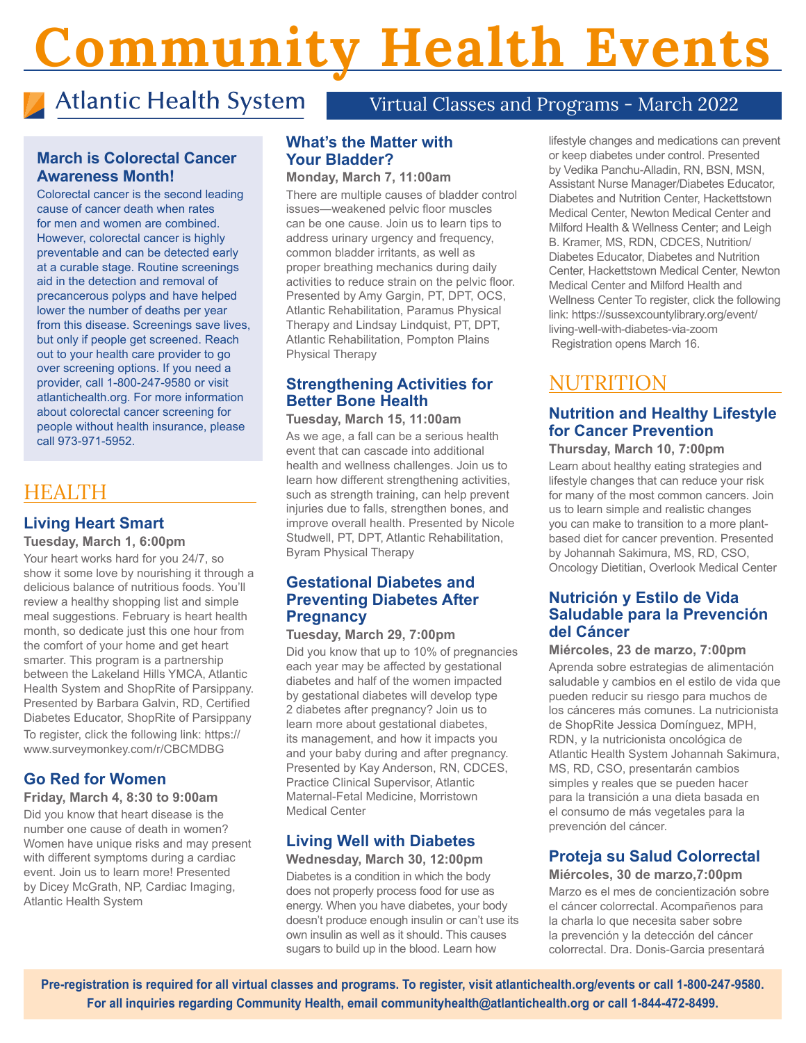# Community Health Events

Atlantic Health System

Virtual Classes and Programs - March 2022

### March is Colorectal Cancer Awareness Month!

Colorectal cancer is the second leading cause of cancer death when rates for men and women are combined. However, colorectal cancer is highly preventable and can be detected early at a curable stage. Routine screenings aid in the detection and removal of precancerous polyps and have helped lower the number of deaths per year from this disease. Screenings save lives, but only if people get screened. Reach out to your health care provider to go over screening options. If you need a provider, call 1-800-247-9580 or visit atlantichealth.org. For more information about colorectal cancer screening for people without health insurance, please call 973-971-5952.

## HEALTH

### Living Heart Smart

**Tuesday, March 1, 6:00pm**

Your heart works hard for you 24/7, so show it some love by nourishing it through a delicious balance of nutritious foods. You'll review a healthy shopping list and simple meal suggestions. February is heart health month, so dedicate just this one hour from the comfort of your home and get heart smarter. This program is a partnership between the Lakeland Hills YMCA, Atlantic Health System and ShopRite of Parsippany. Presented by Barbara Galvin, RD, Certified Diabetes Educator, ShopRite of Parsippany

To register, click the following link: https://www.surveymonkey.com/r/CBCMDBG

### Go Red for Women

**Friday, March 4, 8:30 to 9:00am**

Did you know that heart disease is the number one cause of death in women? Women have unique risks and may present with different symptoms during a cardiac event. Join us to learn more! Presented by Dicey McGrath, NP, Cardiac Imaging, Atlantic Health System

### What's the Matter with Your Bladder?

**Monday, March 7, 11:00am**

There are multiple causes of bladder control issues—weakened pelvic floor muscles can be one cause. Join us to learn tips to address urinary urgency and frequency, common bladder irritants, as well as proper breathing mechanics during daily activities to reduce strain on the pelvic floor. Presented by Amy Gargin, PT, DPT, OCS, Atlantic Rehabilitation, Paramus Physical Therapy and Lindsay Lindquist, PT, DPT, Atlantic Rehabilitation, Pompton Plains Physical Therapy

### Strengthening Activities for Better Bone Health

**Tuesday, March 15, 11:00am**

As we age, a fall can be a serious health event that can cascade into additional health and wellness challenges. Join us to learn how different strengthening activities, such as strength training, can help prevent injuries due to falls, strengthen bones, and improve overall health. Presented by Nicole Studwell, PT, DPT, Atlantic Rehabilitation, Byram Physical Therapy

### Gestational Diabetes and Preventing Diabetes After Pregnancy

**Tuesday, March 29, 7:00pm**

Did you know that up to 10% of pregnancies each year may be affected by gestational diabetes and half of the women impacted by gestational diabetes will develop type 2 diabetes after pregnancy? Join us to learn more about gestational diabetes, its management, and how it impacts you and your baby during and after pregnancy. Presented by Kay Anderson, RN, CDCES, Practice Clinical Supervisor, Atlantic Maternal-Fetal Medicine, Morristown Medical Center

### Living Well with Diabetes

**Wednesday, March 30, 12:00pm**

Diabetes is a condition in which the body does not properly process food for use as energy. When you have diabetes, your body doesn't produce enough insulin or can't use its own insulin as well as it should. This causes sugars to build up in the blood. Learn how lifestyle changes and medications can prevent or keep diabetes under control. Presented by Vedika Panchu-Alladin, RN, BSN, MSN, Assistant Nurse Manager/Diabetes Educator, Diabetes and Nutrition Center, Hackettstown Medical Center, Newton Medical Center and Milford Health & Wellness Center; and Leigh B. Kramer, MS, RDN, CDCES, Nutrition/Diabetes Educator, Diabetes and Nutrition Center, Hackettstown Medical Center, Newton Medical Center and Milford Health and Wellness Center To register, click the following link: https://sussexcountylibrary.org/event/living-well-with-diabetes-via-zoom Registration opens March 16.

## NUTRITION

### Nutrition and Healthy Lifestyle for Cancer Prevention

**Thursday, March 10, 7:00pm**

Learn about healthy eating strategies and lifestyle changes that can reduce your risk for many of the most common cancers. Join us to learn simple and realistic changes you can make to transition to a more plant-based diet for cancer prevention. Presented by Johannah Sakimura, MS, RD, CSO, Oncology Dietitian, Overlook Medical Center

### Nutrición y Estilo de Vida Saludable para la Prevención del Cáncer

**Miércoles, 23 de marzo, 7:00pm**

Aprenda sobre estrategias de alimentación saludable y cambios en el estilo de vida que pueden reducir su riesgo para muchos de los cánceres más comunes. La nutricionista de ShopRite Jessica Domínguez, MPH, RDN, y la nutricionista oncológica de Atlantic Health System Johannah Sakimura, MS, RD, CSO, presentarán cambios simples y reales que se pueden hacer para la transición a una dieta basada en el consumo de más vegetales para la prevención del cáncer.

### Proteja su Salud Colorrectal

**Miércoles, 30 de marzo,7:00pm**

Marzo es el mes de concientización sobre el cáncer colorrectal. Acompañenos para la charla lo que necesita saber sobre la prevención y la detección del cáncer colorrectal. Dra. Donis-Garcia presentará

**Pre-registration is required for all virtual classes and programs. To register, visit atlantichealth.org/events or call 1-800-247-9580. For all inquiries regarding Community Health, email communityhealth@atlantichealth.org or call 1-844-472-8499.**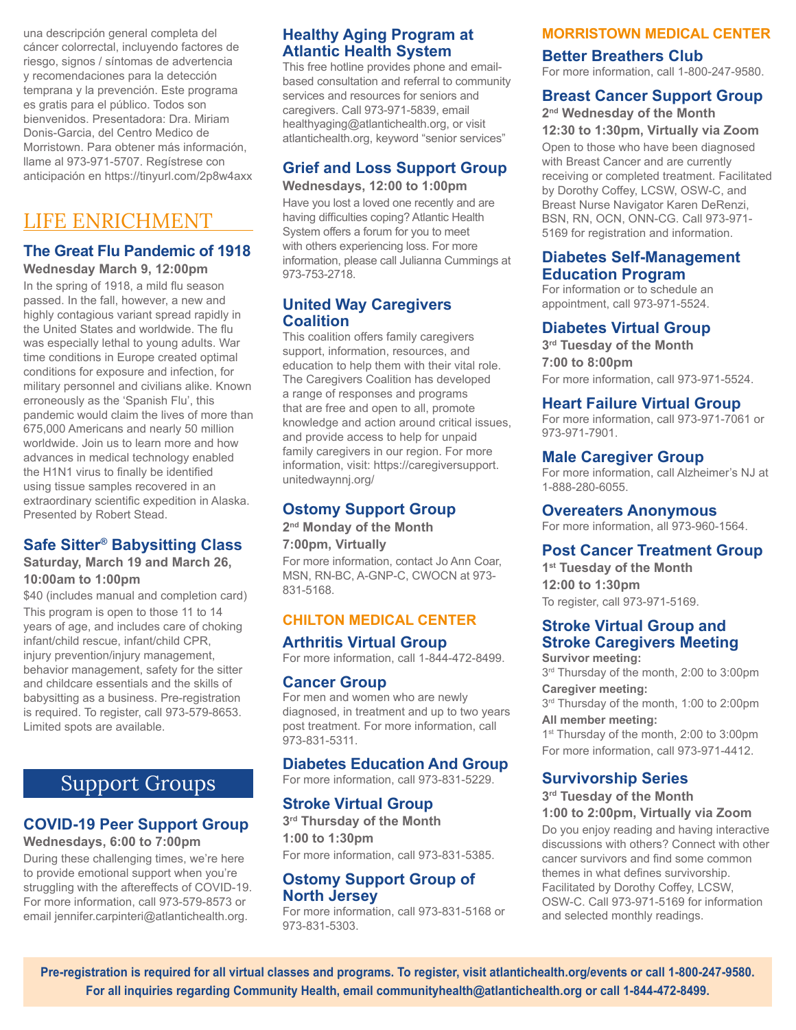una descripción general completa del cáncer colorrectal, incluyendo factores de riesgo, signos / síntomas de advertencia y recomendaciones para la detección temprana y la prevención. Este programa es gratis para el público. Todos son bienvenidos. Presentadora: Dra. Miriam Donis-Garcia, del Centro Medico de Morristown. Para obtener más información, llame al 973-971-5707. Regístrese con anticipación en https://tinyurl.com/2p8w4axx

# LIFE ENRICHMENT

### The Great Flu Pandemic of 1918

**Wednesday March 9, 12:00pm**

In the spring of 1918, a mild flu season passed. In the fall, however, a new and highly contagious variant spread rapidly in the United States and worldwide. The flu was especially lethal to young adults. War time conditions in Europe created optimal conditions for exposure and infection, for military personnel and civilians alike. Known erroneously as the 'Spanish Flu', this pandemic would claim the lives of more than 675,000 Americans and nearly 50 million worldwide. Join us to learn more and how advances in medical technology enabled the H1N1 virus to finally be identified using tissue samples recovered in an extraordinary scientific expedition in Alaska. Presented by Robert Stead.

### Safe Sitter® Babysitting Class

**Saturday, March 19 and March 26, 10:00am to 1:00pm**

$40 (includes manual and completion card)

This program is open to those 11 to 14 years of age, and includes care of choking infant/child rescue, infant/child CPR, injury prevention/injury management, behavior management, safety for the sitter and childcare essentials and the skills of babysitting as a business. Pre-registration is required. To register, call 973-579-8653. Limited spots are available.

# Support Groups

### COVID-19 Peer Support Group

**Wednesdays, 6:00 to 7:00pm**

During these challenging times, we're here to provide emotional support when you're struggling with the aftereffects of COVID-19. For more information, call 973-579-8573 or email jennifer.carpinteri@atlantichealth.org.

### Healthy Aging Program at Atlantic Health System

This free hotline provides phone and email-based consultation and referral to community services and resources for seniors and caregivers. Call 973-971-5839, email healthyaging@atlantichealth.org, or visit atlantichealth.org, keyword "senior services"

### Grief and Loss Support Group

**Wednesdays, 12:00 to 1:00pm**

Have you lost a loved one recently and are having difficulties coping? Atlantic Health System offers a forum for you to meet with others experiencing loss. For more information, please call Julianna Cummings at 973-753-2718.

### United Way Caregivers Coalition

This coalition offers family caregivers support, information, resources, and education to help them with their vital role. The Caregivers Coalition has developed a range of responses and programs that are free and open to all, promote knowledge and action around critical issues, and provide access to help for unpaid family caregivers in our region. For more information, visit: https://caregiversupport.unitedwaynnj.org/

### Ostomy Support Group

**2nd Monday of the Month**
**7:00pm, Virtually**

For more information, contact Jo Ann Coar, MSN, RN-BC, A-GNP-C, CWOCN at 973-831-5168.

## CHILTON MEDICAL CENTER

### Arthritis Virtual Group

For more information, call 1-844-472-8499.

### Cancer Group

For men and women who are newly diagnosed, in treatment and up to two years post treatment. For more information, call 973-831-5311.

### Diabetes Education And Group

For more information, call 973-831-5229.

### Stroke Virtual Group

**3rd Thursday of the Month**
**1:00 to 1:30pm**

For more information, call 973-831-5385.

### Ostomy Support Group of North Jersey

For more information, call 973-831-5168 or 973-831-5303.

## MORRISTOWN MEDICAL CENTER

### Better Breathers Club

For more information, call 1-800-247-9580.

### Breast Cancer Support Group

**2nd Wednesday of the Month**
**12:30 to 1:30pm, Virtually via Zoom**

Open to those who have been diagnosed with Breast Cancer and are currently receiving or completed treatment. Facilitated by Dorothy Coffey, LCSW, OSW-C, and Breast Nurse Navigator Karen DeRenzi, BSN, RN, OCN, ONN-CG. Call 973-971-5169 for registration and information.

### Diabetes Self-Management Education Program

For information or to schedule an appointment, call 973-971-5524.

### Diabetes Virtual Group

**3rd Tuesday of the Month**
**7:00 to 8:00pm**

For more information, call 973-971-5524.

### Heart Failure Virtual Group

For more information, call 973-971-7061 or 973-971-7901.

### Male Caregiver Group

For more information, call Alzheimer's NJ at 1-888-280-6055.

### Overeaters Anonymous

For more information, all 973-960-1564.

### Post Cancer Treatment Group

**1st Tuesday of the Month**
**12:00 to 1:30pm**

To register, call 973-971-5169.

### Stroke Virtual Group and Stroke Caregivers Meeting

**Survivor meeting:**
3rd Thursday of the month, 2:00 to 3:00pm

**Caregiver meeting:**
3rd Thursday of the month, 1:00 to 2:00pm

**All member meeting:**
1st Thursday of the month, 2:00 to 3:00pm

For more information, call 973-971-4412.

### Survivorship Series

**3rd Tuesday of the Month**
**1:00 to 2:00pm, Virtually via Zoom**

Do you enjoy reading and having interactive discussions with others? Connect with other cancer survivors and find some common themes in what defines survivorship. Facilitated by Dorothy Coffey, LCSW, OSW-C. Call 973-971-5169 for information and selected monthly readings.

**Pre-registration is required for all virtual classes and programs. To register, visit atlantichealth.org/events or call 1-800-247-9580. For all inquiries regarding Community Health, email communityhealth@atlantichealth.org or call 1-844-472-8499.**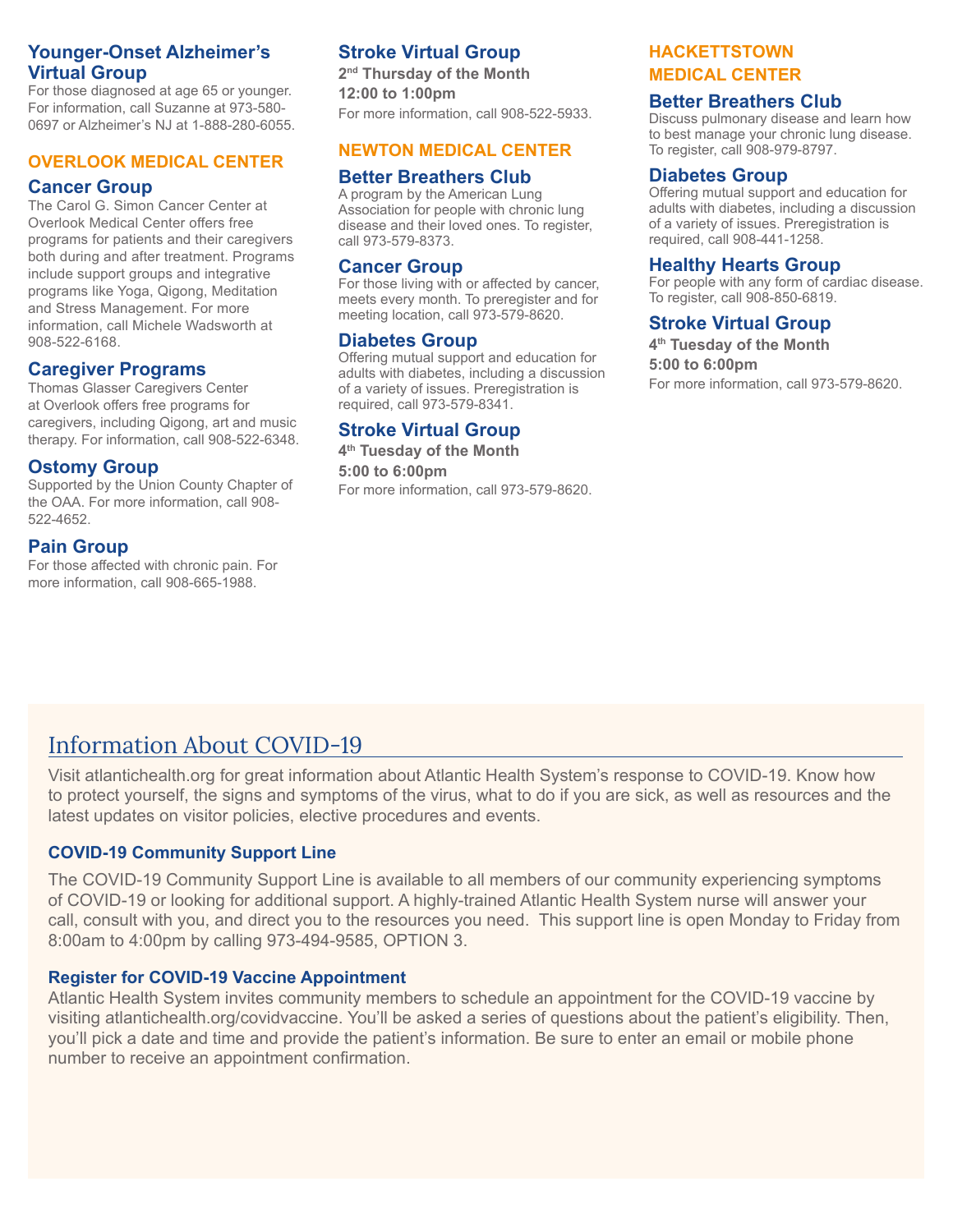### Younger-Onset Alzheimer's Virtual Group

For those diagnosed at age 65 or younger. For information, call Suzanne at 973-580-0697 or Alzheimer's NJ at 1-888-280-6055.

## OVERLOOK MEDICAL CENTER

### Cancer Group

The Carol G. Simon Cancer Center at Overlook Medical Center offers free programs for patients and their caregivers both during and after treatment. Programs include support groups and integrative programs like Yoga, Qigong, Meditation and Stress Management. For more information, call Michele Wadsworth at 908-522-6168.

### Caregiver Programs

Thomas Glasser Caregivers Center at Overlook offers free programs for caregivers, including Qigong, art and music therapy. For information, call 908-522-6348.

### Ostomy Group

Supported by the Union County Chapter of the OAA. For more information, call 908-522-4652.

### Pain Group

For those affected with chronic pain. For more information, call 908-665-1988.

### Stroke Virtual Group

**2nd Thursday of the Month**
**12:00 to 1:00pm**

For more information, call 908-522-5933.

## NEWTON MEDICAL CENTER

### Better Breathers Club

A program by the American Lung Association for people with chronic lung disease and their loved ones. To register, call 973-579-8373.

### Cancer Group

For those living with or affected by cancer, meets every month. To preregister and for meeting location, call 973-579-8620.

### Diabetes Group

Offering mutual support and education for adults with diabetes, including a discussion of a variety of issues. Preregistration is required, call 973-579-8341.

### Stroke Virtual Group

**4th Tuesday of the Month**
**5:00 to 6:00pm**

For more information, call 973-579-8620.

## HACKETTSTOWN MEDICAL CENTER

### Better Breathers Club

Discuss pulmonary disease and learn how to best manage your chronic lung disease. To register, call 908-979-8797.

### Diabetes Group

Offering mutual support and education for adults with diabetes, including a discussion of a variety of issues. Preregistration is required, call 908-441-1258.

### Healthy Hearts Group

For people with any form of cardiac disease. To register, call 908-850-6819.

### Stroke Virtual Group

**4th Tuesday of the Month**
**5:00 to 6:00pm**

For more information, call 973-579-8620.

## Information About COVID-19

Visit atlantichealth.org for great information about Atlantic Health System's response to COVID-19. Know how to protect yourself, the signs and symptoms of the virus, what to do if you are sick, as well as resources and the latest updates on visitor policies, elective procedures and events.

### COVID-19 Community Support Line

The COVID-19 Community Support Line is available to all members of our community experiencing symptoms of COVID-19 or looking for additional support. A highly-trained Atlantic Health System nurse will answer your call, consult with you, and direct you to the resources you need. This support line is open Monday to Friday from 8:00am to 4:00pm by calling 973-494-9585, OPTION 3.

### Register for COVID-19 Vaccine Appointment

Atlantic Health System invites community members to schedule an appointment for the COVID-19 vaccine by visiting atlantichealth.org/covidvaccine. You'll be asked a series of questions about the patient's eligibility. Then, you'll pick a date and time and provide the patient's information. Be sure to enter an email or mobile phone number to receive an appointment confirmation.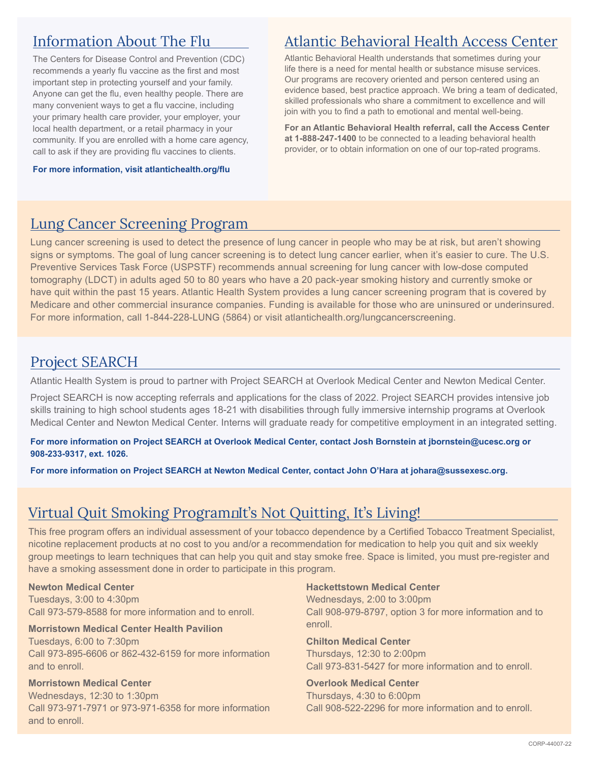## Information About The Flu

The Centers for Disease Control and Prevention (CDC) recommends a yearly flu vaccine as the first and most important step in protecting yourself and your family. Anyone can get the flu, even healthy people. There are many convenient ways to get a flu vaccine, including your primary health care provider, your employer, your local health department, or a retail pharmacy in your community. If you are enrolled with a home care agency, call to ask if they are providing flu vaccines to clients.

**For more information, visit atlantichealth.org/flu**

## Atlantic Behavioral Health Access Center

Atlantic Behavioral Health understands that sometimes during your life there is a need for mental health or substance misuse services. Our programs are recovery oriented and person centered using an evidence based, best practice approach. We bring a team of dedicated, skilled professionals who share a commitment to excellence and will join with you to find a path to emotional and mental well-being.

**For an Atlantic Behavioral Health referral, call the Access Center at 1-888-247-1400** to be connected to a leading behavioral health provider, or to obtain information on one of our top-rated programs.

## Lung Cancer Screening Program

Lung cancer screening is used to detect the presence of lung cancer in people who may be at risk, but aren't showing signs or symptoms. The goal of lung cancer screening is to detect lung cancer earlier, when it's easier to cure. The U.S. Preventive Services Task Force (USPSTF) recommends annual screening for lung cancer with low-dose computed tomography (LDCT) in adults aged 50 to 80 years who have a 20 pack-year smoking history and currently smoke or have quit within the past 15 years. Atlantic Health System provides a lung cancer screening program that is covered by Medicare and other commercial insurance companies. Funding is available for those who are uninsured or underinsured. For more information, call 1-844-228-LUNG (5864) or visit atlantichealth.org/lungcancerscreening.

## Project SEARCH

Atlantic Health System is proud to partner with Project SEARCH at Overlook Medical Center and Newton Medical Center.

Project SEARCH is now accepting referrals and applications for the class of 2022. Project SEARCH provides intensive job skills training to high school students ages 18-21 with disabilities through fully immersive internship programs at Overlook Medical Center and Newton Medical Center. Interns will graduate ready for competitive employment in an integrated setting.

**For more information on Project SEARCH at Overlook Medical Center, contact Josh Bornstein at jbornstein@ucesc.org or 908-233-9317, ext. 1026.**

**For more information on Project SEARCH at Newton Medical Center, contact John O'Hara at johara@sussexesc.org.**

## Virtual Quit Smoking Program It's Not Quitting, It's Living!

This free program offers an individual assessment of your tobacco dependence by a Certified Tobacco Treatment Specialist, nicotine replacement products at no cost to you and/or a recommendation for medication to help you quit and six weekly group meetings to learn techniques that can help you quit and stay smoke free. Space is limited, you must pre-register and have a smoking assessment done in order to participate in this program.

**Newton Medical Center**
Tuesdays, 3:00 to 4:30pm
Call 973-579-8588 for more information and to enroll.

**Morristown Medical Center Health Pavilion**
Tuesdays, 6:00 to 7:30pm
Call 973-895-6606 or 862-432-6159 for more information and to enroll.

**Morristown Medical Center**
Wednesdays, 12:30 to 1:30pm
Call 973-971-7971 or 973-971-6358 for more information and to enroll.

**Hackettstown Medical Center**
Wednesdays, 2:00 to 3:00pm
Call 908-979-8797, option 3 for more information and to enroll.

**Chilton Medical Center**
Thursdays, 12:30 to 2:00pm
Call 973-831-5427 for more information and to enroll.

**Overlook Medical Center**
Thursdays, 4:30 to 6:00pm
Call 908-522-2296 for more information and to enroll.

CORP-44007-22